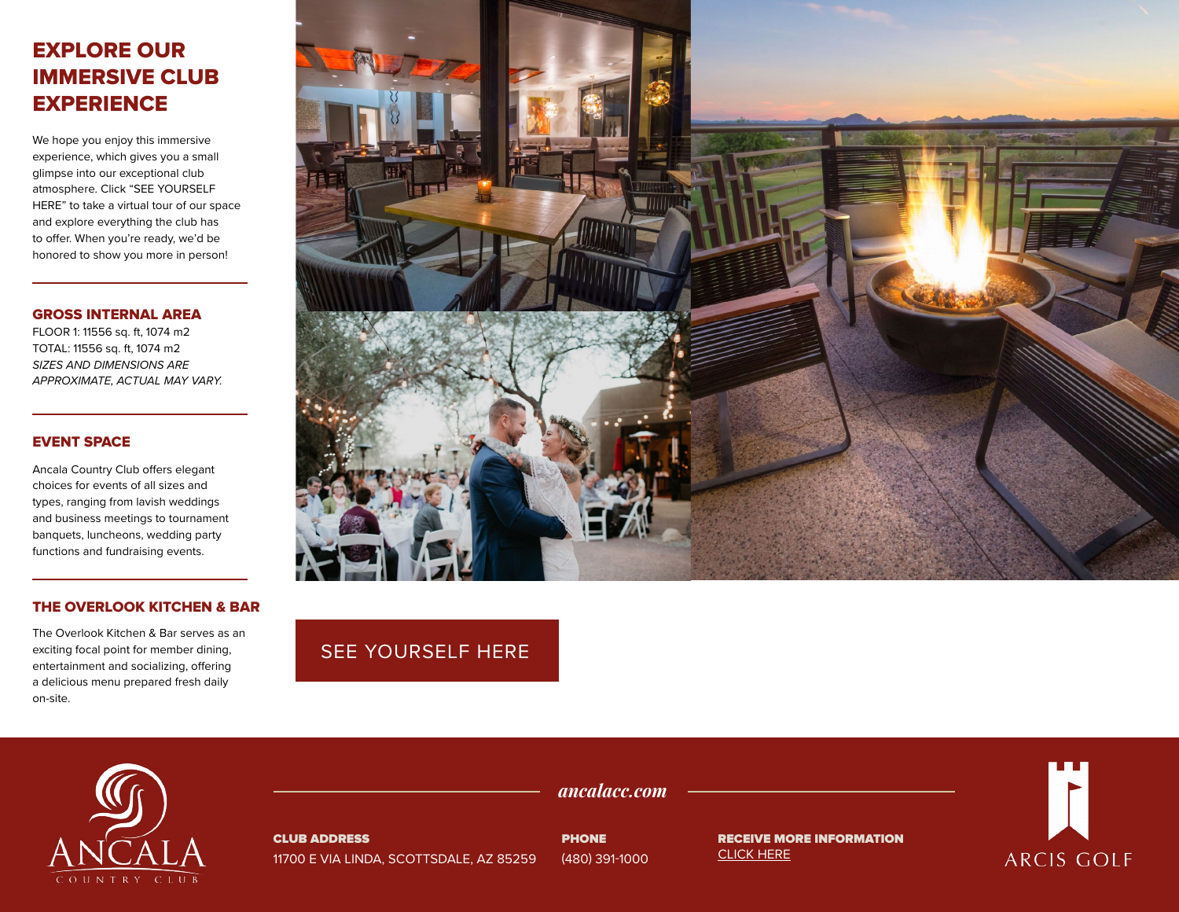# EXPLORE OUR IMMERSIVE CLUB EXPERIENCE

We hope you enjoy this immersive experience, which gives you a small glimpse into our exceptional club atmosphere. Click "SEE YOURSELF HERE" to take a virtual tour of our space and explore everything the club has to offer. When you're ready, we'd be honored to show you more in person!

## GROSS INTERNAL AREA

FLOOR 1: 11556 sq. ft, 1074 m2
TOTAL: 11556 sq. ft, 1074 m2
*SIZES AND DIMENSIONS ARE APPROXIMATE, ACTUAL MAY VARY.*

## EVENT SPACE

Ancala Country Club offers elegant choices for events of all sizes and types, ranging from lavish weddings and business meetings to tournament banquets, luncheons, wedding party functions and fundraising events.

## THE OVERLOOK KITCHEN & BAR

The Overlook Kitchen & Bar serves as an exciting focal point for member dining, entertainment and socializing, offering a delicious menu prepared fresh daily on-site.

SEE YOURSELF HERE

ANCALA COUNTRY CLUB

*ancalacc.com*

**CLUB ADDRESS**
11700 E VIA LINDA, SCOTTSDALE, AZ 85259

**PHONE**
(480) 391-1000

**RECEIVE MORE INFORMATION**
CLICK HERE

ARCIS GOLF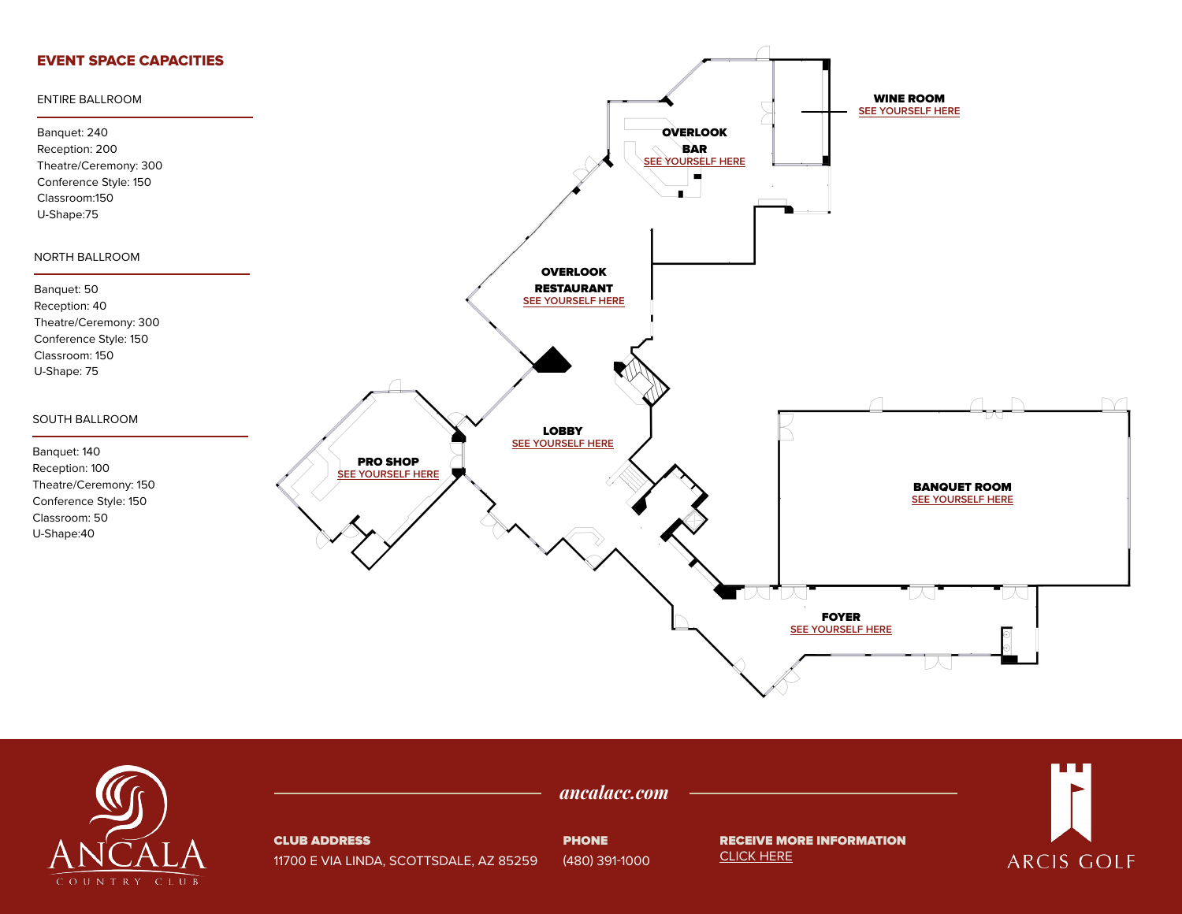## EVENT SPACE CAPACITIES

### ENTIRE BALLROOM

Banquet: 240
Reception: 200
Theatre/Ceremony: 300
Conference Style: 150
Classroom:150
U-Shape:75

### NORTH BALLROOM

Banquet: 50
Reception: 40
Theatre/Ceremony: 300
Conference Style: 150
Classroom: 150
U-Shape: 75

### SOUTH BALLROOM

Banquet: 140
Reception: 100
Theatre/Ceremony: 150
Conference Style: 150
Classroom: 50
U-Shape:40

WINE ROOM
SEE YOURSELF HERE

OVERLOOK BAR
SEE YOURSELF HERE

OVERLOOK RESTAURANT
SEE YOURSELF HERE

LOBBY
SEE YOURSELF HERE

PRO SHOP
SEE YOURSELF HERE

BANQUET ROOM
SEE YOURSELF HERE

FOYER
SEE YOURSELF HERE

*ancalacc.com*

**CLUB ADDRESS**
11700 E VIA LINDA, SCOTTSDALE, AZ 85259

**PHONE**
(480) 391-1000

**RECEIVE MORE INFORMATION**
CLICK HERE

ANCALA COUNTRY CLUB

ARCIS GOLF